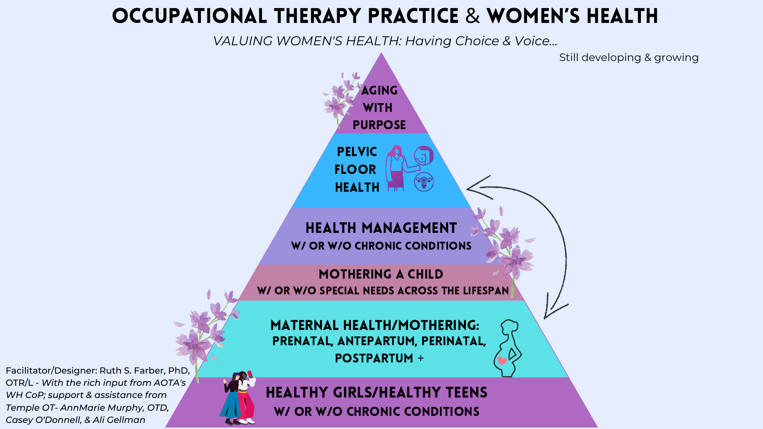# OCCUPATIONAL THERAPY PRACTICE & WOMEN'S HEALTH

*VALUING WOMEN'S HEALTH: Having Choice & Voice...*

Still developing & growing

**AGING WITH PURPOSE**

**PELVIC FLOOR HEALTH**

**HEALTH MANAGEMENT**
**W/ OR W/O CHRONIC CONDITIONS**

**MOTHERING A CHILD**
**W/ OR W/O SPECIAL NEEDS ACROSS THE LIFESPAN**

**MATERNAL HEALTH/MOTHERING:**
**PRENATAL, ANTEPARTUM, PERINATAL, POSTPARTUM +**

**HEALTHY GIRLS/HEALTHY TEENS**
**W/ OR W/O CHRONIC CONDITIONS**

Facilitator/Designer: Ruth S. Farber, PhD, OTR/L - *With the rich input from AOTA's WH CoP; support & assistance from Temple OT- AnnMarie Murphy, OTD, Casey O'Donnell, & Ali Gellman*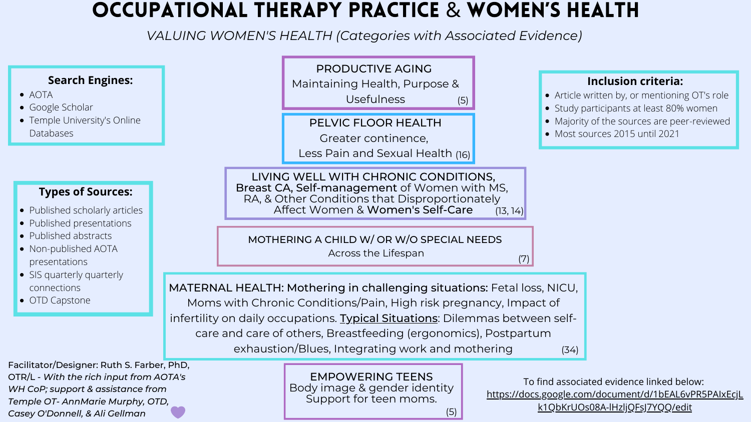# OCCUPATIONAL THERAPY PRACTICE & WOMEN'S HEALTH

*VALUING WOMEN'S HEALTH (Categories with Associated Evidence)*

**Search Engines:**

- AOTA
- Google Scholar
- Temple University's Online Databases

**Types of Sources:**

- Published scholarly articles
- Published presentations
- Published abstracts
- Non-published AOTA presentations
- SIS quarterly quarterly connections
- OTD Capstone

**Inclusion criteria:**

- Article written by, or mentioning OT's role
- Study participants at least 80% women
- Majority of the sources are peer-reviewed
- Most sources 2015 until 2021

PRODUCTIVE AGING
Maintaining Health, Purpose & Usefulness (5)

PELVIC FLOOR HEALTH
Greater continence, Less Pain and Sexual Health (16)

LIVING WELL WITH CHRONIC CONDITIONS, **Breast CA, Self-management** of Women with MS, RA, & Other Conditions that Disproportionately Affect Women & **Women's Self-Care** (13, 14)

MOTHERING A CHILD W/ OR W/O SPECIAL NEEDS
Across the Lifespan (7)

**MATERNAL HEALTH: Mothering in challenging situations:** Fetal loss, NICU, Moms with Chronic Conditions/Pain, High risk pregnancy, Impact of infertility on daily occupations. Typical Situations: Dilemmas between self-care and care of others, Breastfeeding (ergonomics), Postpartum exhaustion/Blues, Integrating work and mothering (34)

EMPOWERING TEENS
Body image & gender identity
Support for teen moms. (5)

Facilitator/Designer: Ruth S. Farber, PhD, OTR/L - *With the rich input from AOTA's WH CoP; support & assistance from Temple OT- AnnMarie Murphy, OTD, Casey O'Donnell, & Ali Gellman*

To find associated evidence linked below:
https://docs.google.com/document/d/1bEAL6vPR5PAIxEcjLk1QbKrUOs08A-lHzljQFsJ7YQQ/edit